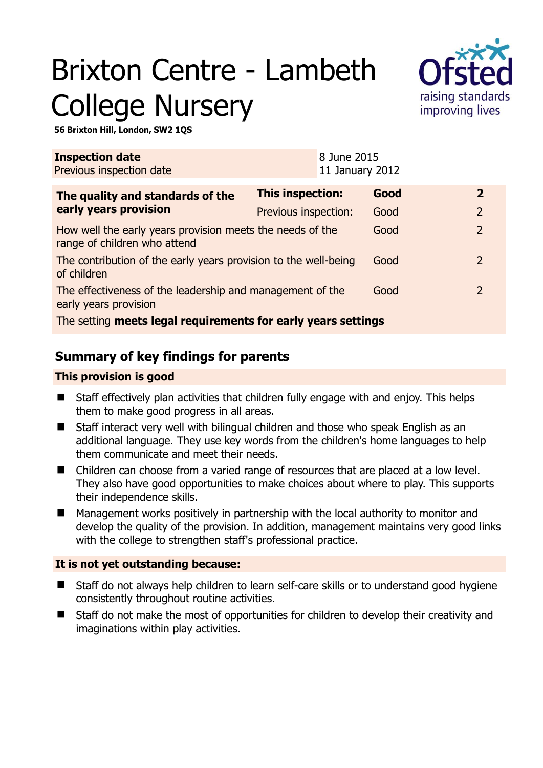# Brixton Centre - Lambeth College Nursery

**56 Brixton Hill, London, SW2 1QS**

| **Inspection date** | 8 June 2015 |
|---|---|
| Previous inspection date | 11 January 2012 |

| **The quality and standards of the early years provision** | **This inspection:** | **Good** | **2** |
|---|---|---|---|
| | Previous inspection: | Good | 2 |
| How well the early years provision meets the needs of the range of children who attend | | Good | 2 |
| The contribution of the early years provision to the well-being of children | | Good | 2 |
| The effectiveness of the leadership and management of the early years provision | | Good | 2 |
| The setting **meets legal requirements for early years settings** | | | |

## Summary of key findings for parents

### This provision is good

- Staff effectively plan activities that children fully engage with and enjoy. This helps them to make good progress in all areas.
- Staff interact very well with bilingual children and those who speak English as an additional language. They use key words from the children's home languages to help them communicate and meet their needs.
- Children can choose from a varied range of resources that are placed at a low level. They also have good opportunities to make choices about where to play. This supports their independence skills.
- Management works positively in partnership with the local authority to monitor and develop the quality of the provision. In addition, management maintains very good links with the college to strengthen staff's professional practice.

### It is not yet outstanding because:

- Staff do not always help children to learn self-care skills or to understand good hygiene consistently throughout routine activities.
- Staff do not make the most of opportunities for children to develop their creativity and imaginations within play activities.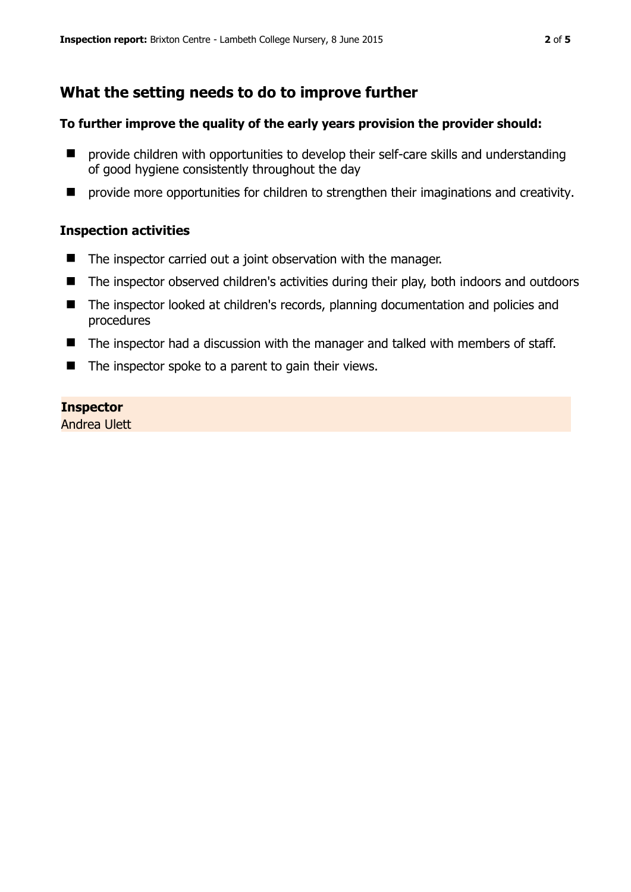## What the setting needs to do to improve further

**To further improve the quality of the early years provision the provider should:**

- provide children with opportunities to develop their self-care skills and understanding of good hygiene consistently throughout the day
- provide more opportunities for children to strengthen their imaginations and creativity.

### Inspection activities

- The inspector carried out a joint observation with the manager.
- The inspector observed children's activities during their play, both indoors and outdoors
- The inspector looked at children's records, planning documentation and policies and procedures
- The inspector had a discussion with the manager and talked with members of staff.
- The inspector spoke to a parent to gain their views.

**Inspector**
Andrea Ulett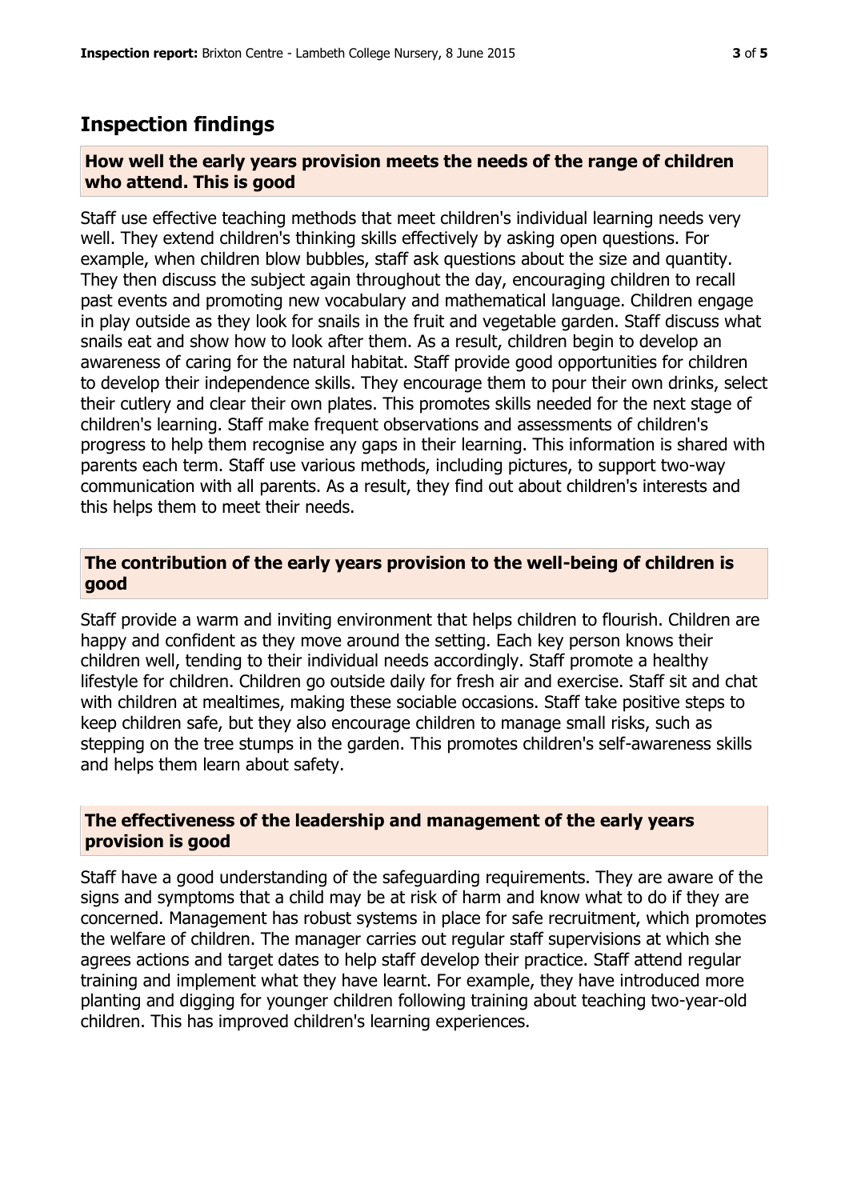## Inspection findings

### How well the early years provision meets the needs of the range of children who attend. This is good

Staff use effective teaching methods that meet children's individual learning needs very well. They extend children's thinking skills effectively by asking open questions. For example, when children blow bubbles, staff ask questions about the size and quantity. They then discuss the subject again throughout the day, encouraging children to recall past events and promoting new vocabulary and mathematical language. Children engage in play outside as they look for snails in the fruit and vegetable garden. Staff discuss what snails eat and show how to look after them. As a result, children begin to develop an awareness of caring for the natural habitat. Staff provide good opportunities for children to develop their independence skills. They encourage them to pour their own drinks, select their cutlery and clear their own plates. This promotes skills needed for the next stage of children's learning. Staff make frequent observations and assessments of children's progress to help them recognise any gaps in their learning. This information is shared with parents each term. Staff use various methods, including pictures, to support two-way communication with all parents. As a result, they find out about children's interests and this helps them to meet their needs.

### The contribution of the early years provision to the well-being of children is good

Staff provide a warm and inviting environment that helps children to flourish. Children are happy and confident as they move around the setting. Each key person knows their children well, tending to their individual needs accordingly. Staff promote a healthy lifestyle for children. Children go outside daily for fresh air and exercise. Staff sit and chat with children at mealtimes, making these sociable occasions. Staff take positive steps to keep children safe, but they also encourage children to manage small risks, such as stepping on the tree stumps in the garden. This promotes children's self-awareness skills and helps them learn about safety.

### The effectiveness of the leadership and management of the early years provision is good

Staff have a good understanding of the safeguarding requirements. They are aware of the signs and symptoms that a child may be at risk of harm and know what to do if they are concerned. Management has robust systems in place for safe recruitment, which promotes the welfare of children. The manager carries out regular staff supervisions at which she agrees actions and target dates to help staff develop their practice. Staff attend regular training and implement what they have learnt. For example, they have introduced more planting and digging for younger children following training about teaching two-year-old children. This has improved children's learning experiences.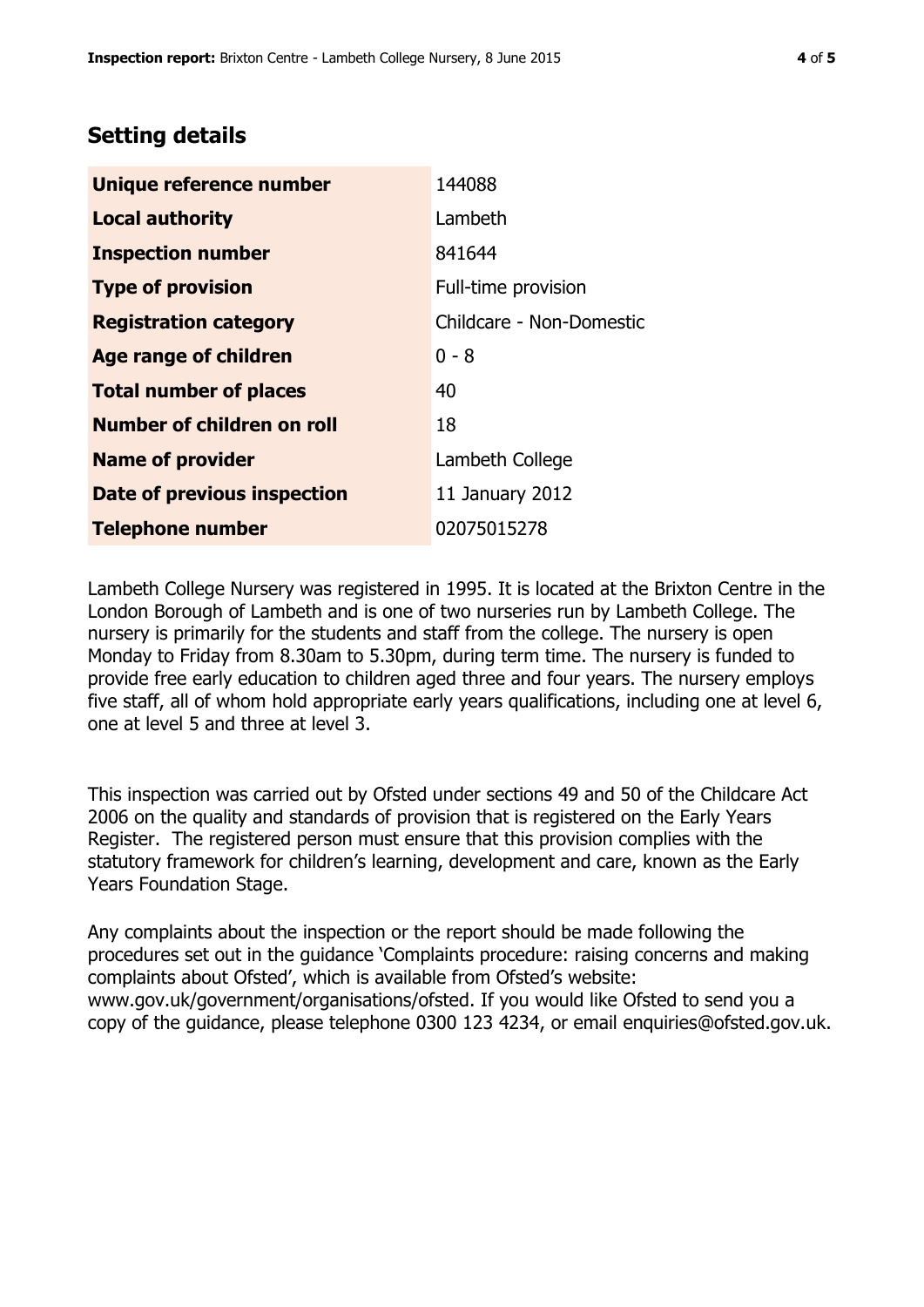## Setting details

| | |
|---|---|
| **Unique reference number** | 144088 |
| **Local authority** | Lambeth |
| **Inspection number** | 841644 |
| **Type of provision** | Full-time provision |
| **Registration category** | Childcare - Non-Domestic |
| **Age range of children** | 0 - 8 |
| **Total number of places** | 40 |
| **Number of children on roll** | 18 |
| **Name of provider** | Lambeth College |
| **Date of previous inspection** | 11 January 2012 |
| **Telephone number** | 02075015278 |

Lambeth College Nursery was registered in 1995. It is located at the Brixton Centre in the London Borough of Lambeth and is one of two nurseries run by Lambeth College. The nursery is primarily for the students and staff from the college. The nursery is open Monday to Friday from 8.30am to 5.30pm, during term time. The nursery is funded to provide free early education to children aged three and four years. The nursery employs five staff, all of whom hold appropriate early years qualifications, including one at level 6, one at level 5 and three at level 3.

This inspection was carried out by Ofsted under sections 49 and 50 of the Childcare Act 2006 on the quality and standards of provision that is registered on the Early Years Register. The registered person must ensure that this provision complies with the statutory framework for children's learning, development and care, known as the Early Years Foundation Stage.

Any complaints about the inspection or the report should be made following the procedures set out in the guidance 'Complaints procedure: raising concerns and making complaints about Ofsted', which is available from Ofsted's website: www.gov.uk/government/organisations/ofsted. If you would like Ofsted to send you a copy of the guidance, please telephone 0300 123 4234, or email enquiries@ofsted.gov.uk.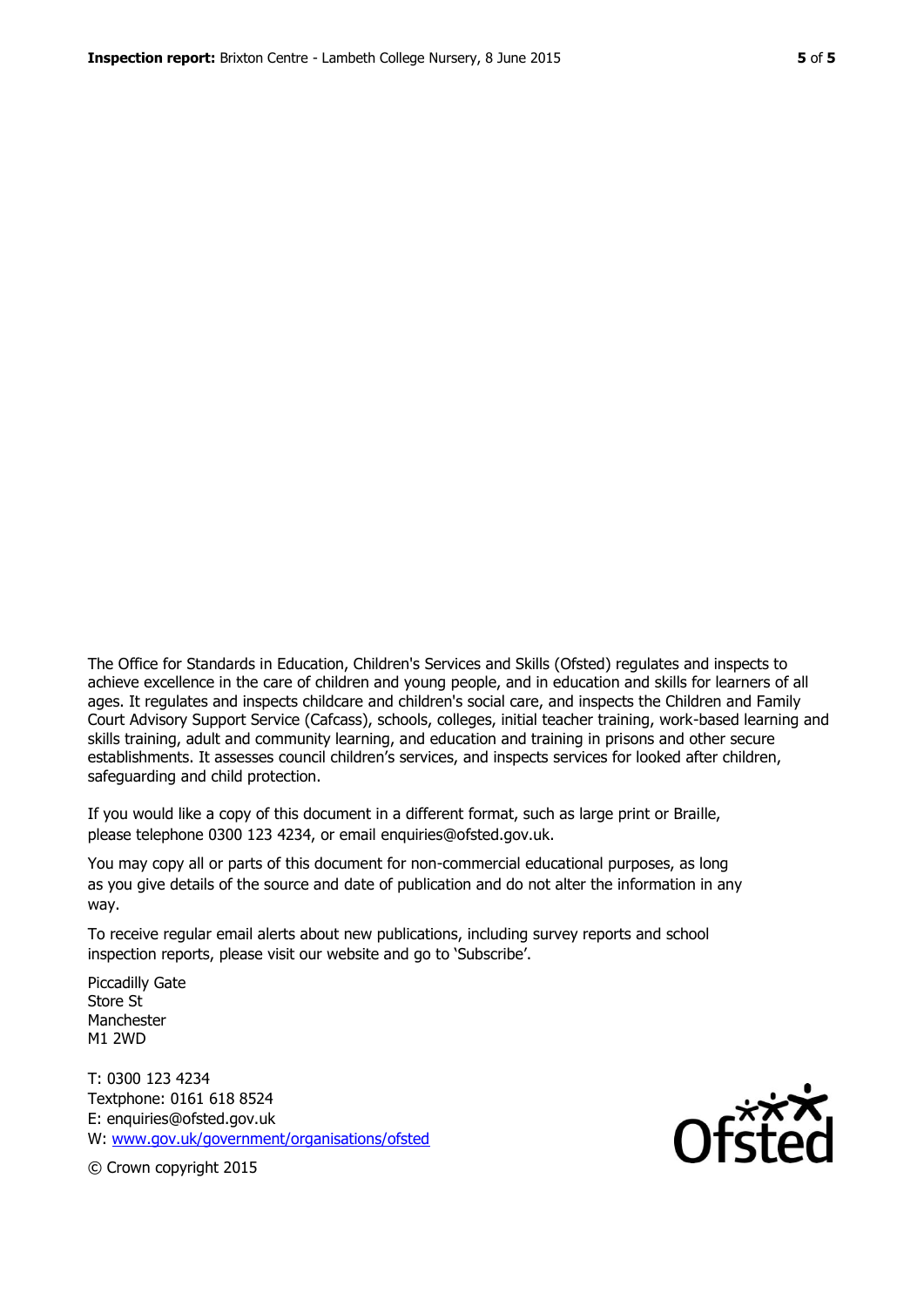The Office for Standards in Education, Children's Services and Skills (Ofsted) regulates and inspects to achieve excellence in the care of children and young people, and in education and skills for learners of all ages. It regulates and inspects childcare and children's social care, and inspects the Children and Family Court Advisory Support Service (Cafcass), schools, colleges, initial teacher training, work-based learning and skills training, adult and community learning, and education and training in prisons and other secure establishments. It assesses council children's services, and inspects services for looked after children, safeguarding and child protection.

If you would like a copy of this document in a different format, such as large print or Braille, please telephone 0300 123 4234, or email enquiries@ofsted.gov.uk.

You may copy all or parts of this document for non-commercial educational purposes, as long as you give details of the source and date of publication and do not alter the information in any way.

To receive regular email alerts about new publications, including survey reports and school inspection reports, please visit our website and go to 'Subscribe'.

Piccadilly Gate
Store St
Manchester
M1 2WD

T: 0300 123 4234
Textphone: 0161 618 8524
E: enquiries@ofsted.gov.uk
W: [www.gov.uk/government/organisations/ofsted](http://www.gov.uk/government/organisations/ofsted)

© Crown copyright 2015

Ofsted